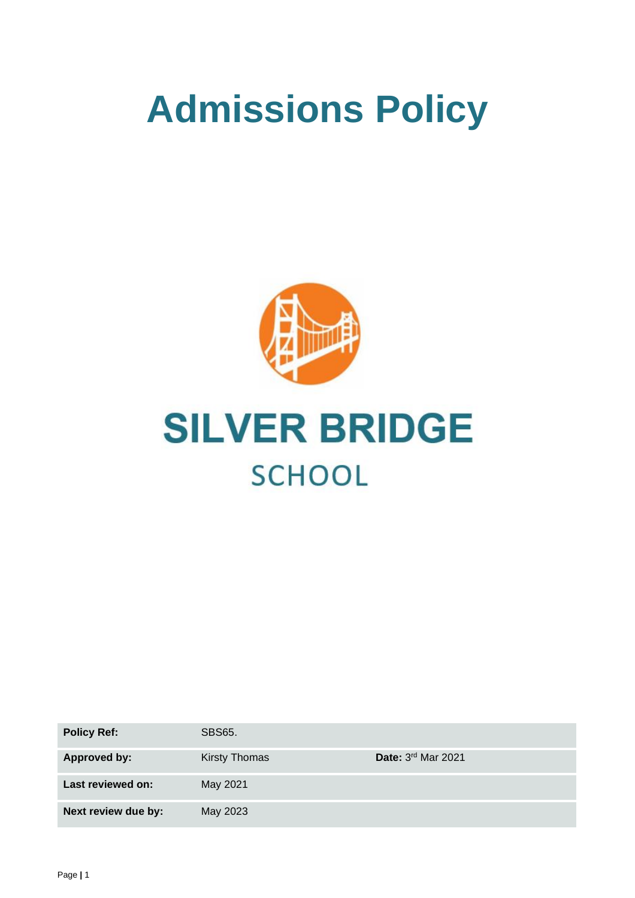# Admissions Policy

SILVER BRIDGE

SCHOOL

| Policy Ref: | SBS65. | |
|---|---|---|
| Approved by: | Kirsty Thomas | Date: 3rd Mar 2021 |
| Last reviewed on: | May 2021 | |
| Next review due by: | May 2023 | |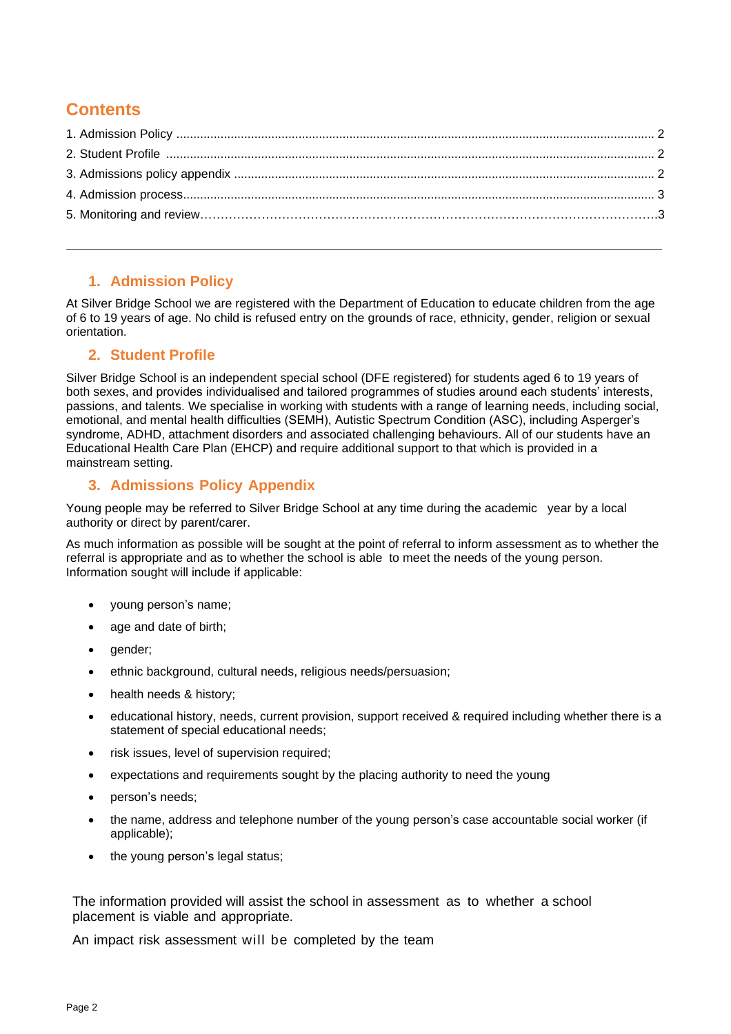## Contents

1. Admission Policy ........................................................................................................................................ 2
2. Student Profile ........................................................................................................................................... 2
3. Admissions policy appendix ....................................................................................................................... 2
4. Admission process....................................................................................................................................... 3
5. Monitoring and review…………………………………………………………………………………………….3

---

## 1. Admission Policy

At Silver Bridge School we are registered with the Department of Education to educate children from the age of 6 to 19 years of age. No child is refused entry on the grounds of race, ethnicity, gender, religion or sexual orientation.

## 2. Student Profile

Silver Bridge School is an independent special school (DFE registered) for students aged 6 to 19 years of both sexes, and provides individualised and tailored programmes of studies around each students' interests, passions, and talents. We specialise in working with students with a range of learning needs, including social, emotional, and mental health difficulties (SEMH), Autistic Spectrum Condition (ASC), including Asperger's syndrome, ADHD, attachment disorders and associated challenging behaviours. All of our students have an Educational Health Care Plan (EHCP) and require additional support to that which is provided in a mainstream setting.

## 3. Admissions Policy Appendix

Young people may be referred to Silver Bridge School at any time during the academic year by a local authority or direct by parent/carer.

As much information as possible will be sought at the point of referral to inform assessment as to whether the referral is appropriate and as to whether the school is able to meet the needs of the young person. Information sought will include if applicable:

- young person's name;
- age and date of birth;
- gender;
- ethnic background, cultural needs, religious needs/persuasion;
- health needs & history;
- educational history, needs, current provision, support received & required including whether there is a statement of special educational needs;
- risk issues, level of supervision required;
- expectations and requirements sought by the placing authority to need the young
- person's needs;
- the name, address and telephone number of the young person's case accountable social worker (if applicable);
- the young person's legal status;

The information provided will assist the school in assessment as to whether a school placement is viable and appropriate.

An impact risk assessment will be completed by the team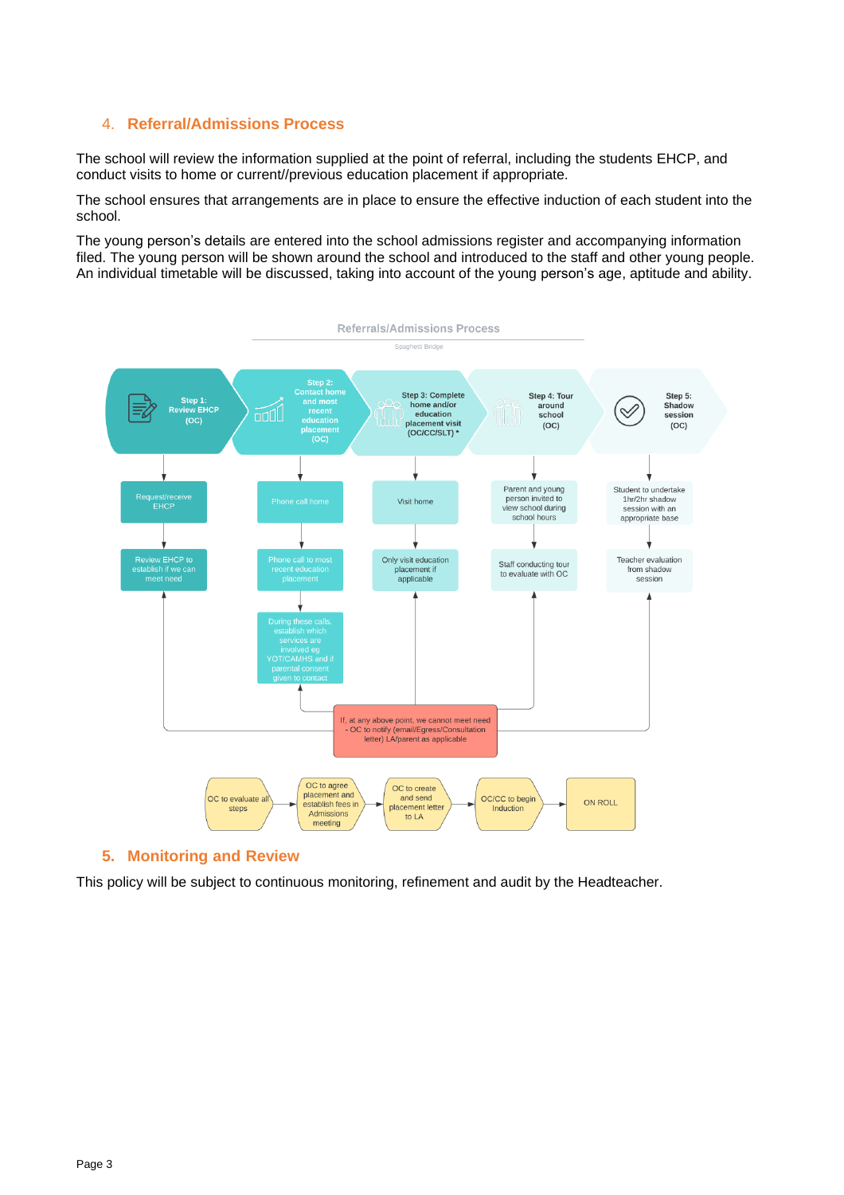## 4. Referral/Admissions Process

The school will review the information supplied at the point of referral, including the students EHCP, and conduct visits to home or current//previous education placement if appropriate.

The school ensures that arrangements are in place to ensure the effective induction of each student into the school.

The young person's details are entered into the school admissions register and accompanying information filed. The young person will be shown around the school and introduced to the staff and other young people. An individual timetable will be discussed, taking into account of the young person's age, aptitude and ability.

Referrals/Admissions Process

Spaghetti Bridge

Step 1: Review EHCP (OC)

Step 2: Contact home and most recent education placement (OC)

Step 3: Complete home and/or education placement visit (OC/CC/SLT) *

Step 4: Tour around school (OC)

Step 5: Shadow session (OC)

Request/receive EHCP

Review EHCP to establish if we can meet need

Phone call home

Phone call to most recent education placement

During these calls, establish which services are involved eg YOT/CAMHS and if parental consent given to contact

Visit home

Only visit education placement if applicable

Parent and young person invited to view school during school hours

Staff conducting tour to evaluate with OC

Student to undertake 1hr/2hr shadow session with an appropriate base

Teacher evaluation from shadow session

If, at any above point, we cannot meet need - OC to notify (email/Egress/Consultation letter) LA/parent as applicable

OC to evaluate all steps

OC to agree placement and establish fees in Admissions meeting

OC to create and send placement letter to LA

OC/CC to begin Induction

ON ROLL

## 5. Monitoring and Review

This policy will be subject to continuous monitoring, refinement and audit by the Headteacher.